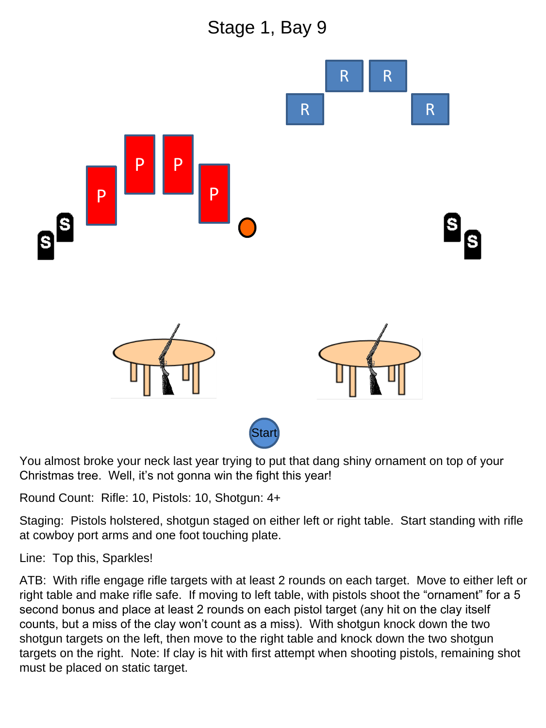# Stage 1, Bay 9

R R R R

P P P P

S S S S

Start

You almost broke your neck last year trying to put that dang shiny ornament on top of your Christmas tree. Well, it's not gonna win the fight this year!

Round Count: Rifle: 10, Pistols: 10, Shotgun: 4+

Staging: Pistols holstered, shotgun staged on either left or right table. Start standing with rifle at cowboy port arms and one foot touching plate.

Line: Top this, Sparkles!

ATB: With rifle engage rifle targets with at least 2 rounds on each target. Move to either left or right table and make rifle safe. If moving to left table, with pistols shoot the "ornament" for a 5 second bonus and place at least 2 rounds on each pistol target (any hit on the clay itself counts, but a miss of the clay won't count as a miss). With shotgun knock down the two shotgun targets on the left, then move to the right table and knock down the two shotgun targets on the right. Note: If clay is hit with first attempt when shooting pistols, remaining shot must be placed on static target.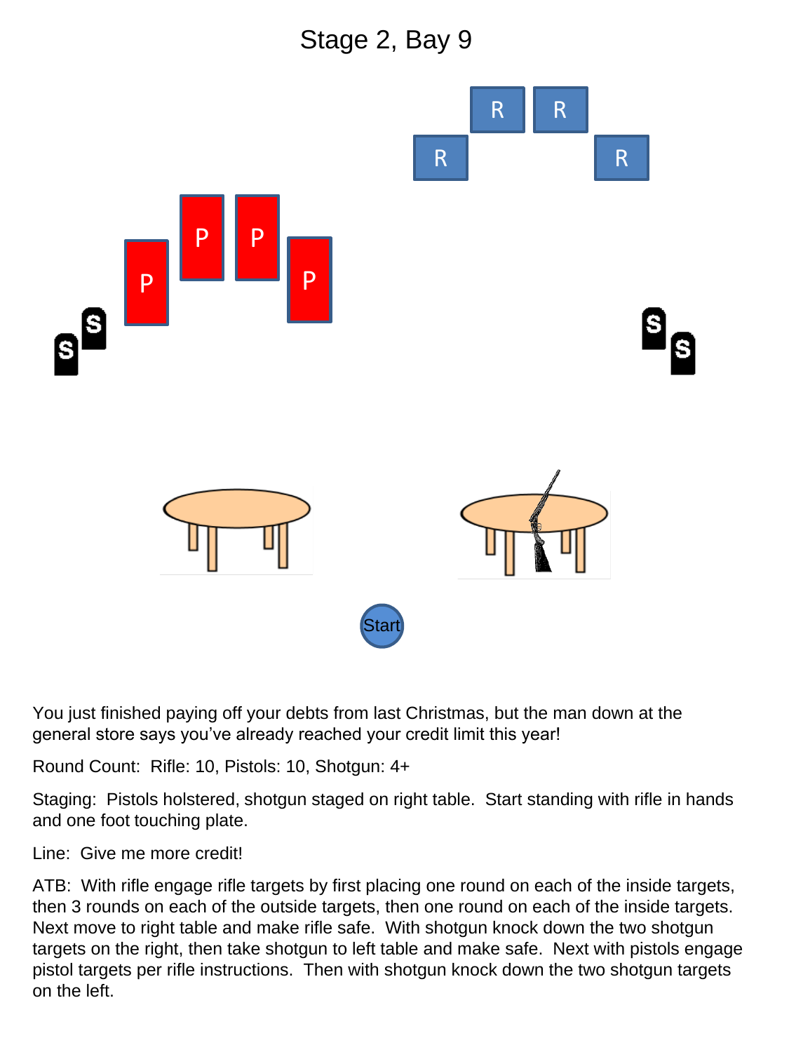# Stage 2, Bay 9

You just finished paying off your debts from last Christmas, but the man down at the general store says you've already reached your credit limit this year!

Round Count: Rifle: 10, Pistols: 10, Shotgun: 4+

Staging: Pistols holstered, shotgun staged on right table. Start standing with rifle in hands and one foot touching plate.

Line: Give me more credit!

ATB: With rifle engage rifle targets by first placing one round on each of the inside targets, then 3 rounds on each of the outside targets, then one round on each of the inside targets. Next move to right table and make rifle safe. With shotgun knock down the two shotgun targets on the right, then take shotgun to left table and make safe. Next with pistols engage pistol targets per rifle instructions. Then with shotgun knock down the two shotgun targets on the left.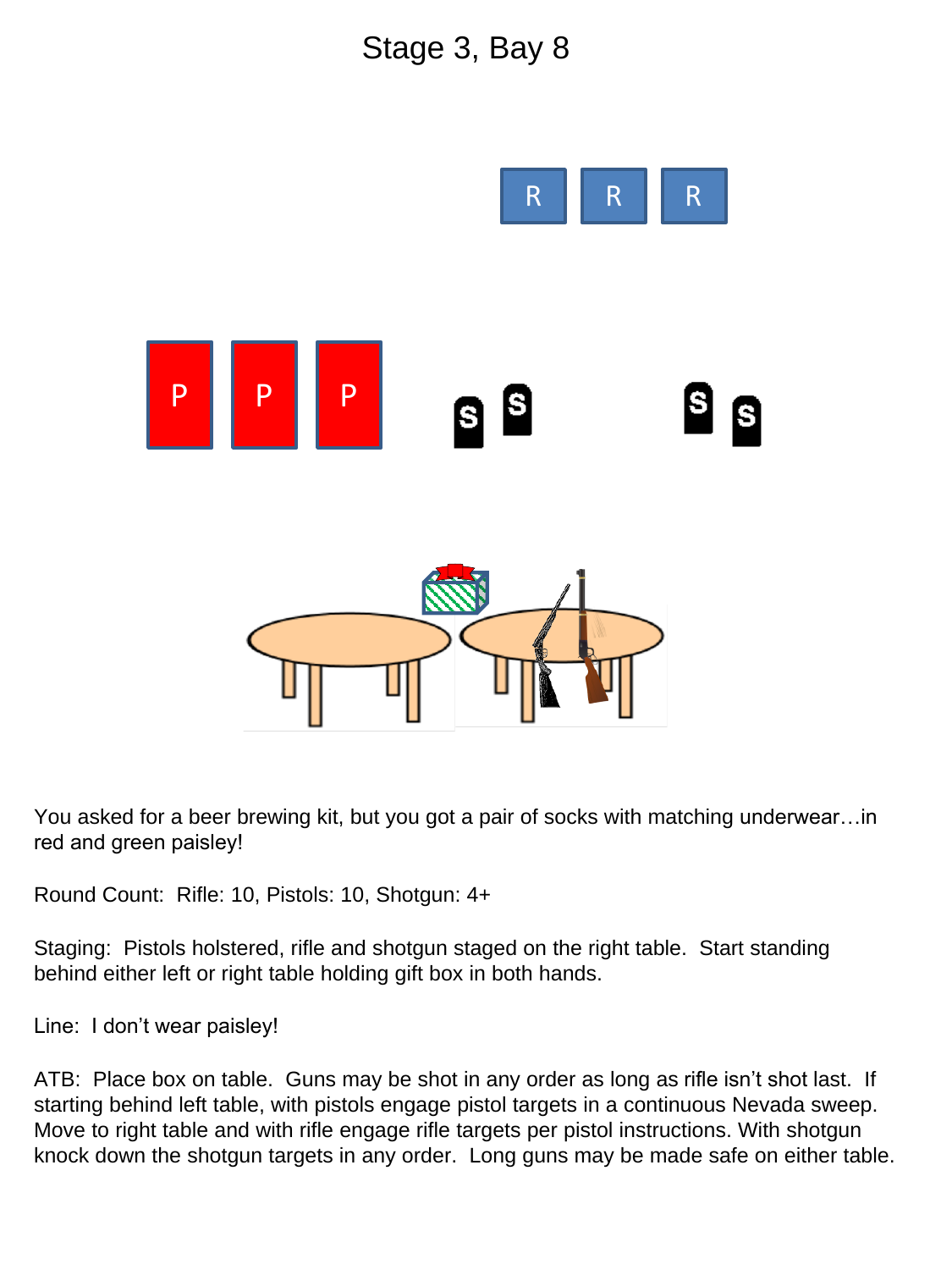# Stage 3, Bay 8

You asked for a beer brewing kit, but you got a pair of socks with matching underwear…in red and green paisley!

Round Count: Rifle: 10, Pistols: 10, Shotgun: 4+

Staging: Pistols holstered, rifle and shotgun staged on the right table. Start standing behind either left or right table holding gift box in both hands.

Line: I don't wear paisley!

ATB: Place box on table. Guns may be shot in any order as long as rifle isn't shot last. If starting behind left table, with pistols engage pistol targets in a continuous Nevada sweep. Move to right table and with rifle engage rifle targets per pistol instructions. With shotgun knock down the shotgun targets in any order. Long guns may be made safe on either table.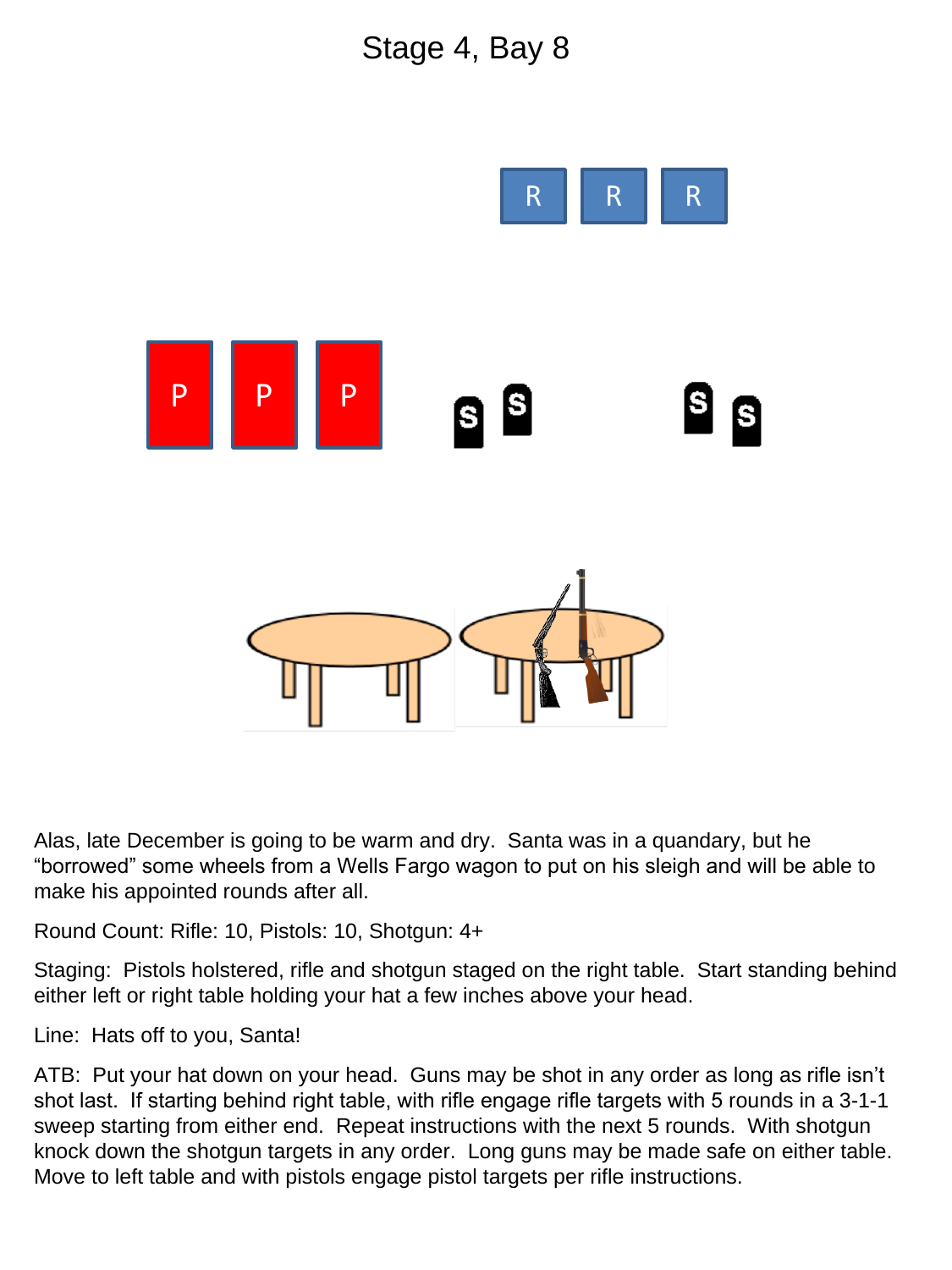# Stage 4, Bay 8

Alas, late December is going to be warm and dry. Santa was in a quandary, but he "borrowed" some wheels from a Wells Fargo wagon to put on his sleigh and will be able to make his appointed rounds after all.

Round Count: Rifle: 10, Pistols: 10, Shotgun: 4+

Staging: Pistols holstered, rifle and shotgun staged on the right table. Start standing behind either left or right table holding your hat a few inches above your head.

Line: Hats off to you, Santa!

ATB: Put your hat down on your head. Guns may be shot in any order as long as rifle isn't shot last. If starting behind right table, with rifle engage rifle targets with 5 rounds in a 3-1-1 sweep starting from either end. Repeat instructions with the next 5 rounds. With shotgun knock down the shotgun targets in any order. Long guns may be made safe on either table. Move to left table and with pistols engage pistol targets per rifle instructions.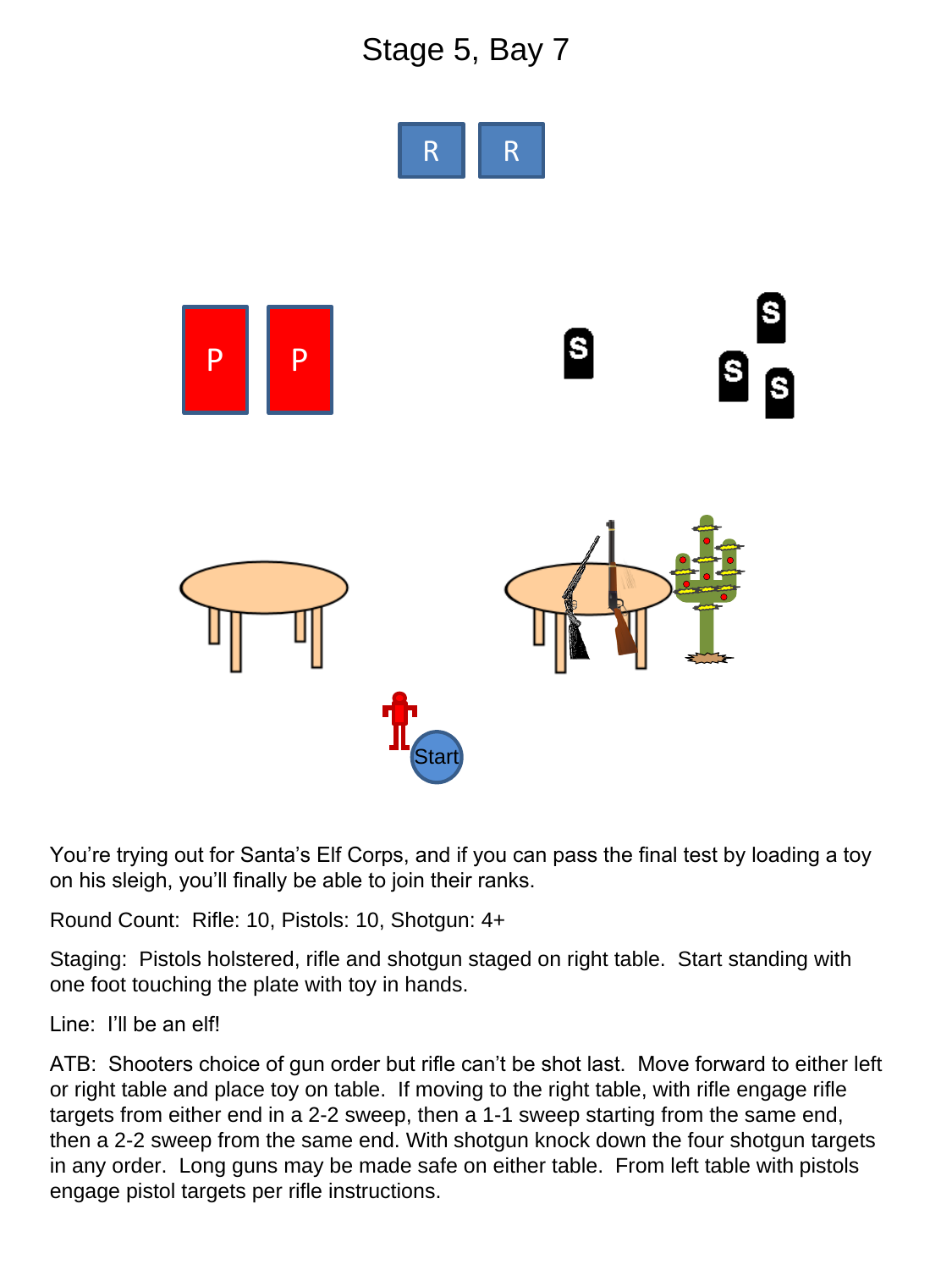# Stage 5, Bay 7

R R

P P

S S S S

Start

You’re trying out for Santa’s Elf Corps, and if you can pass the final test by loading a toy on his sleigh, you’ll finally be able to join their ranks.

Round Count: Rifle: 10, Pistols: 10, Shotgun: 4+

Staging: Pistols holstered, rifle and shotgun staged on right table. Start standing with one foot touching the plate with toy in hands.

Line: I’ll be an elf!

ATB: Shooters choice of gun order but rifle can’t be shot last. Move forward to either left or right table and place toy on table. If moving to the right table, with rifle engage rifle targets from either end in a 2-2 sweep, then a 1-1 sweep starting from the same end, then a 2-2 sweep from the same end. With shotgun knock down the four shotgun targets in any order. Long guns may be made safe on either table. From left table with pistols engage pistol targets per rifle instructions.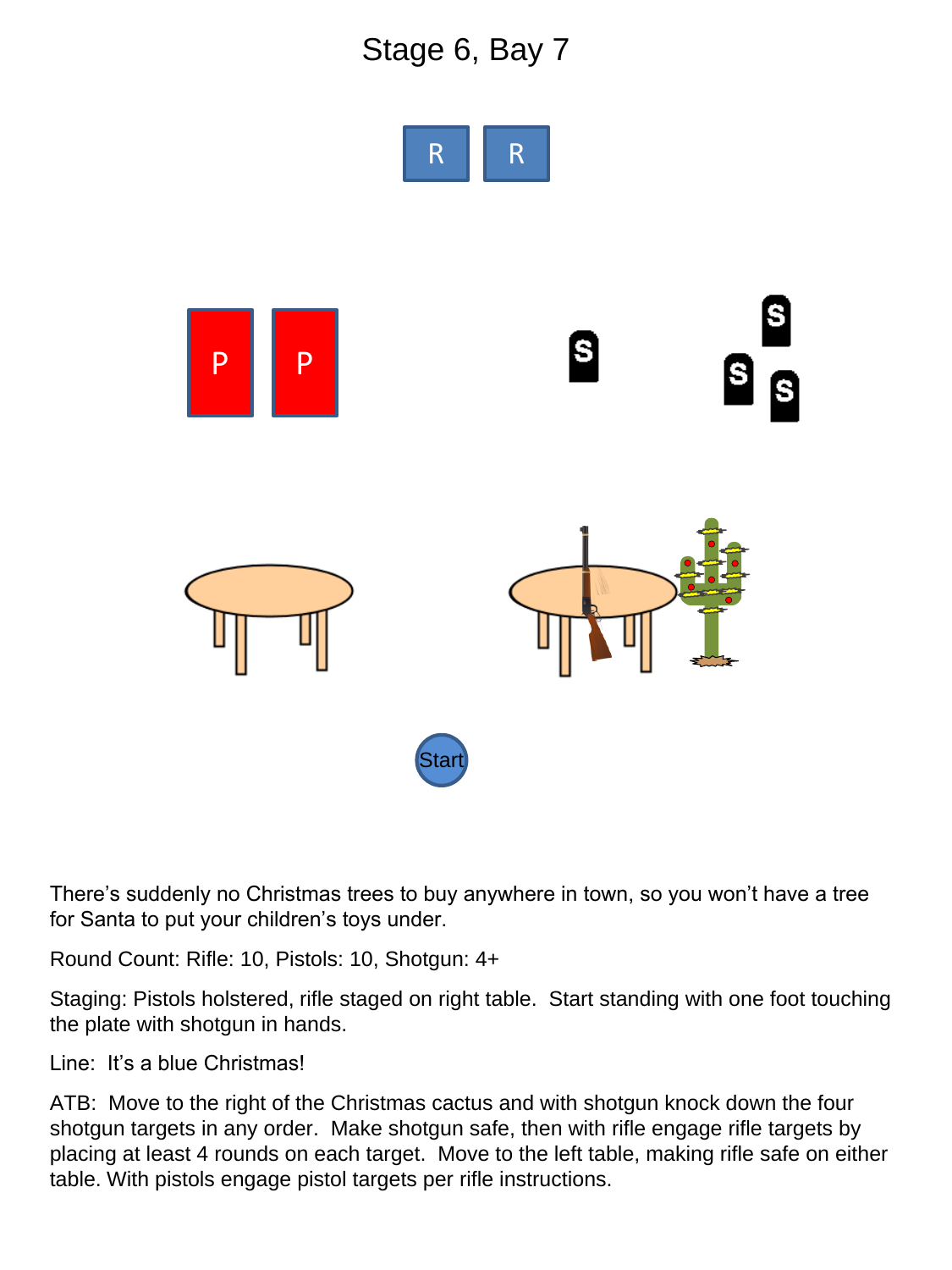# Stage 6, Bay 7

R R

P P

S S S S

Start

There's suddenly no Christmas trees to buy anywhere in town, so you won't have a tree for Santa to put your children's toys under.

Round Count: Rifle: 10, Pistols: 10, Shotgun: 4+

Staging: Pistols holstered, rifle staged on right table. Start standing with one foot touching the plate with shotgun in hands.

Line: It's a blue Christmas!

ATB: Move to the right of the Christmas cactus and with shotgun knock down the four shotgun targets in any order. Make shotgun safe, then with rifle engage rifle targets by placing at least 4 rounds on each target. Move to the left table, making rifle safe on either table. With pistols engage pistol targets per rifle instructions.